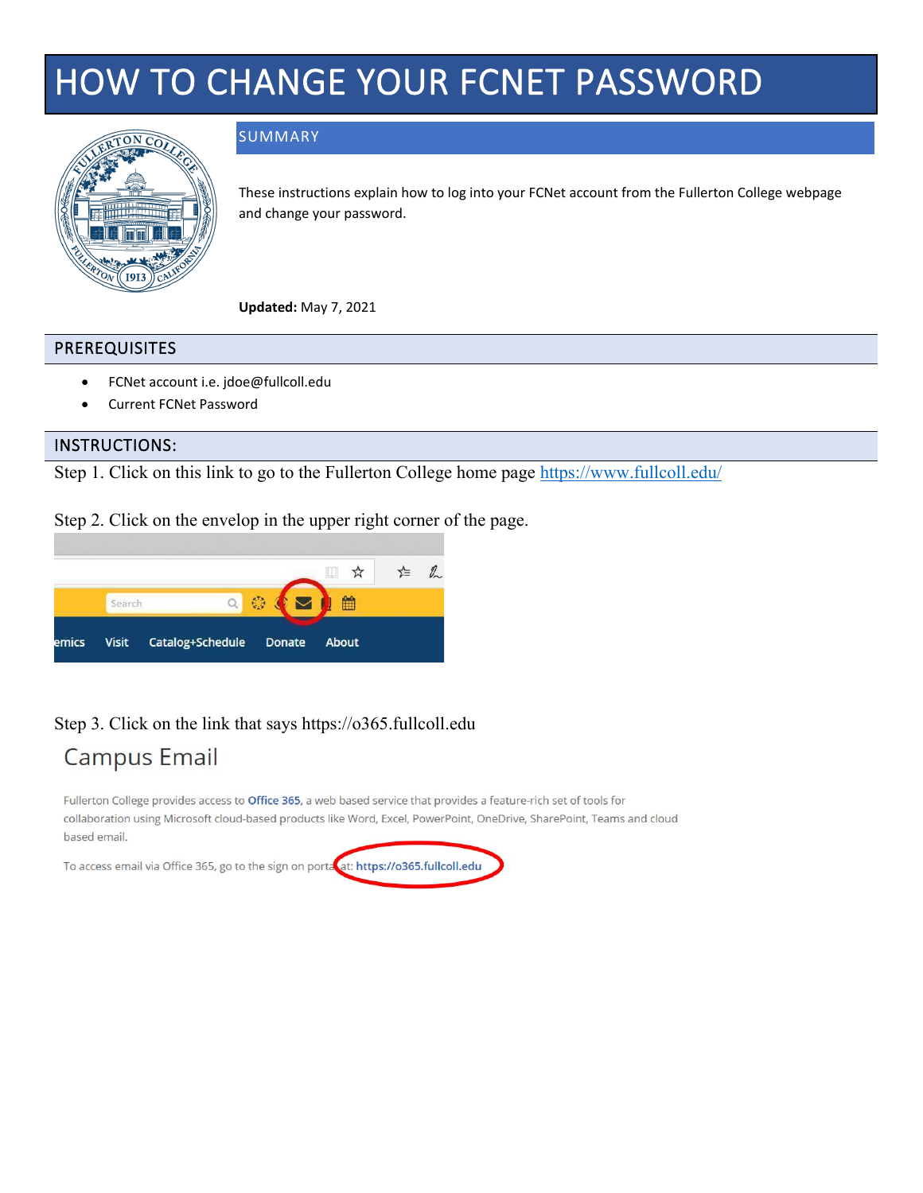# HOW TO CHANGE YOUR FCNET PASSWORD

## SUMMARY

These instructions explain how to log into your FCNet account from the Fullerton College webpage and change your password.

**Updated:** May 7, 2021

## PREREQUISITES

- FCNet account i.e. jdoe@fullcoll.edu
- Current FCNet Password

## INSTRUCTIONS:

Step 1. Click on this link to go to the Fullerton College home page [https://www.fullcoll.edu/](https://www.fullcoll.edu/)

Step 2. Click on the envelop in the upper right corner of the page.

Step 3. Click on the link that says https://o365.fullcoll.edu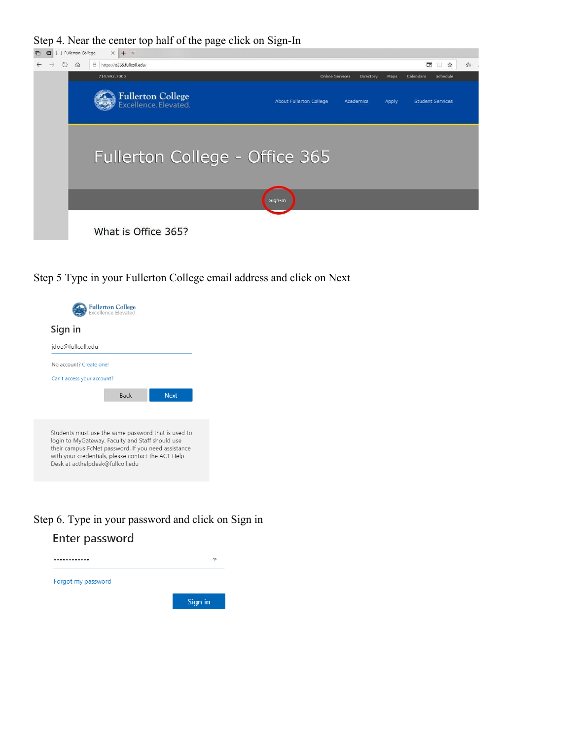Step 4. Near the center top half of the page click on Sign-In

Step 5 Type in your Fullerton College email address and click on Next

Step 6. Type in your password and click on Sign in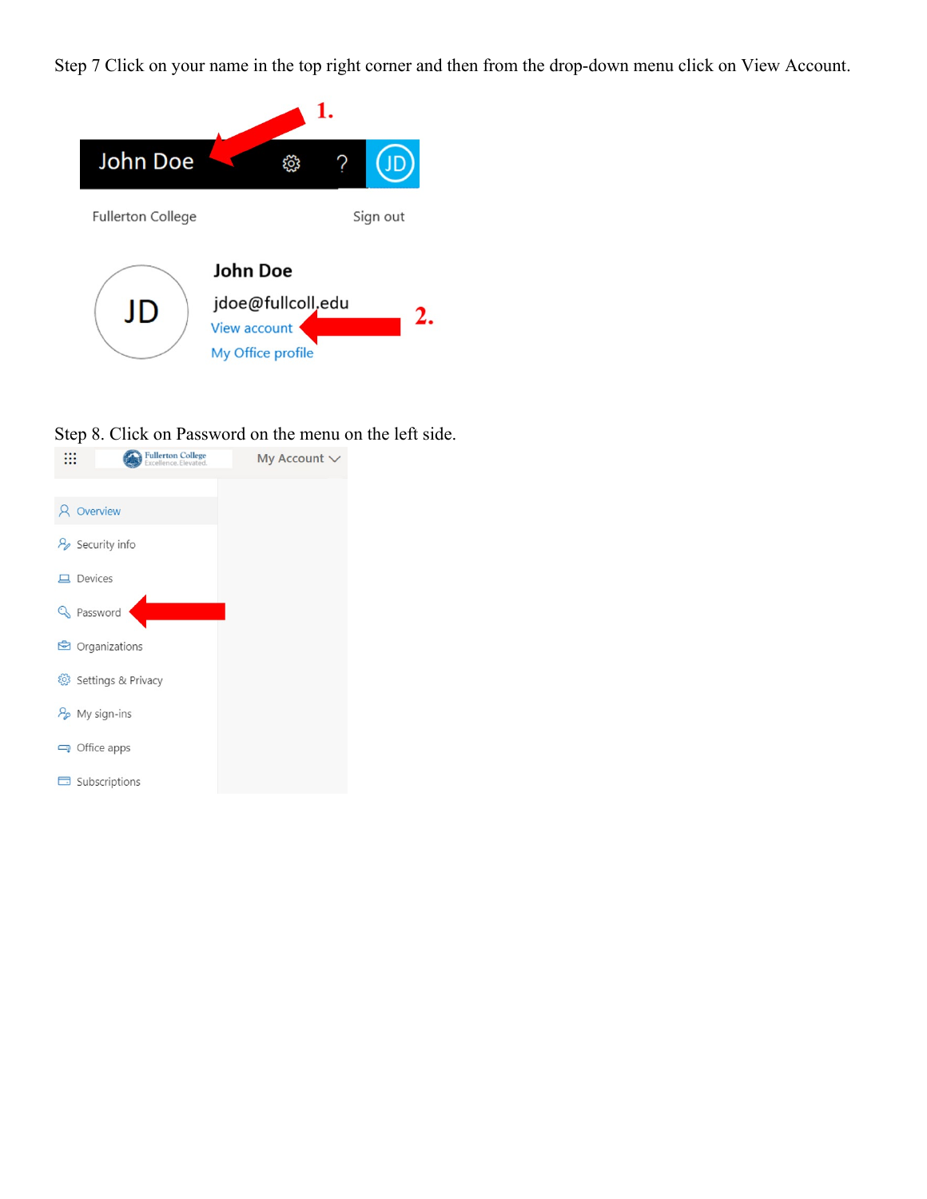Step 7 Click on your name in the top right corner and then from the drop-down menu click on View Account.

Step 8. Click on Password on the menu on the left side.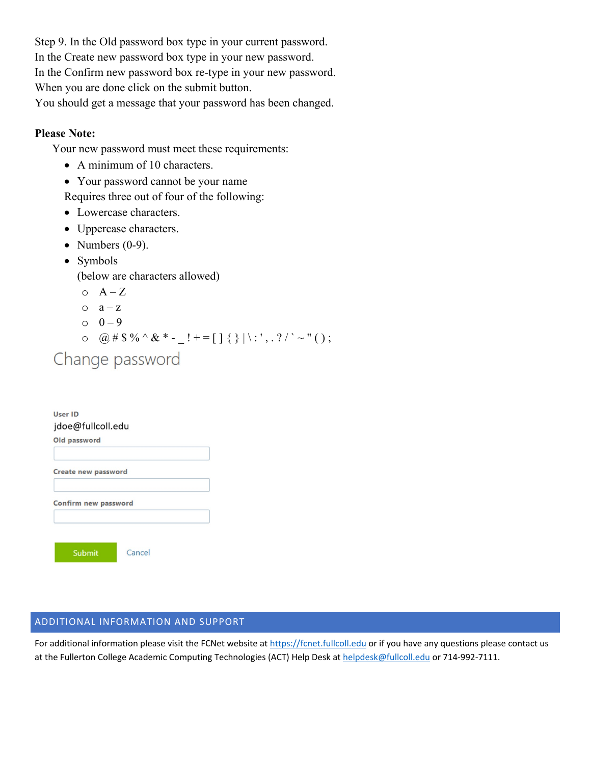Step 9. In the Old password box type in your current password.
In the Create new password box type in your new password.
In the Confirm new password box re-type in your new password.
When you are done click on the submit button.
You should get a message that your password has been changed.

**Please Note:**

Your new password must meet these requirements:

- A minimum of 10 characters.
- Your password cannot be your name

Requires three out of four of the following:

- Lowercase characters.
- Uppercase characters.
- Numbers (0-9).
- Symbols
  (below are characters allowed)
  - A – Z
  - a – z
  - 0 – 9
  - @ # $ % ^ & * - _ ! + = [ ] { } | \ : ' , . ? / ` ~ " ( ) ;

Change password

User ID

jdoe@fullcoll.edu

Old password

Create new password

Confirm new password

Submit Cancel

## ADDITIONAL INFORMATION AND SUPPORT

For additional information please visit the FCNet website at https://fcnet.fullcoll.edu or if you have any questions please contact us at the Fullerton College Academic Computing Technologies (ACT) Help Desk at helpdesk@fullcoll.edu or 714-992-7111.